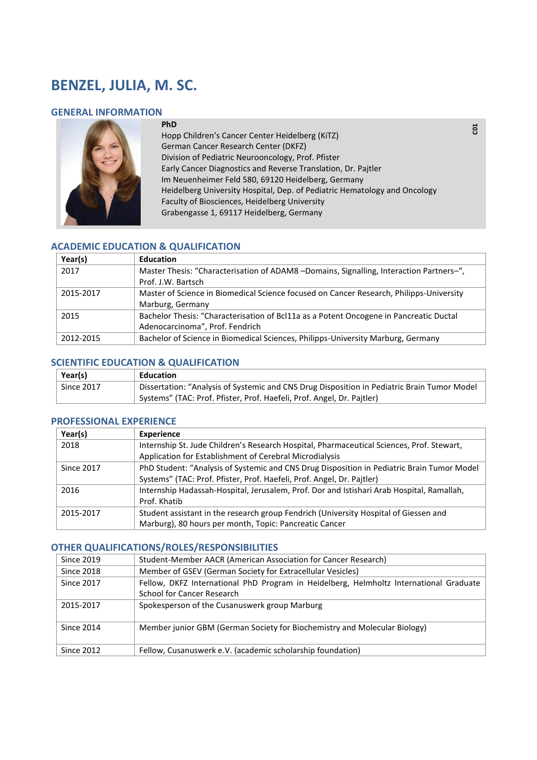# BENZEL, JULIA, M. SC.

## GENERAL INFORMATION

**PhD**
Hopp Children's Cancer Center Heidelberg (KiTZ)
German Cancer Research Center (DKFZ)
Division of Pediatric Neurooncology, Prof. Pfister
Early Cancer Diagnostics and Reverse Translation, Dr. Pajtler
Im Neuenheimer Feld 580, 69120 Heidelberg, Germany
Heidelberg University Hospital, Dep. of Pediatric Hematology and Oncology
Faculty of Biosciences, Heidelberg University
Grabengasse 1, 69117 Heidelberg, Germany

C01

## ACADEMIC EDUCATION & QUALIFICATION

| Year(s) | Education |
|---|---|
| 2017 | Master Thesis: "Characterisation of ADAM8 –Domains, Signalling, Interaction Partners–", Prof. J.W. Bartsch |
| 2015-2017 | Master of Science in Biomedical Science focused on Cancer Research, Philipps-University Marburg, Germany |
| 2015 | Bachelor Thesis: "Characterisation of Bcl11a as a Potent Oncogene in Pancreatic Ductal Adenocarcinoma", Prof. Fendrich |
| 2012-2015 | Bachelor of Science in Biomedical Sciences, Philipps-University Marburg, Germany |

## SCIENTIFIC EDUCATION & QUALIFICATION

| Year(s) | Education |
|---|---|
| Since 2017 | Dissertation: "Analysis of Systemic and CNS Drug Disposition in Pediatric Brain Tumor Model Systems" (TAC: Prof. Pfister, Prof. Haefeli, Prof. Angel, Dr. Pajtler) |

## PROFESSIONAL EXPERIENCE

| Year(s) | Experience |
|---|---|
| 2018 | Internship St. Jude Children's Research Hospital, Pharmaceutical Sciences, Prof. Stewart, Application for Establishment of Cerebral Microdialysis |
| Since 2017 | PhD Student: "Analysis of Systemic and CNS Drug Disposition in Pediatric Brain Tumor Model Systems" (TAC: Prof. Pfister, Prof. Haefeli, Prof. Angel, Dr. Pajtler) |
| 2016 | Internship Hadassah-Hospital, Jerusalem, Prof. Dor and Istishari Arab Hospital, Ramallah, Prof. Khatib |
| 2015-2017 | Student assistant in the research group Fendrich (University Hospital of Giessen and Marburg), 80 hours per month, Topic: Pancreatic Cancer |

## OTHER QUALIFICATIONS/ROLES/RESPONSIBILITIES

| | |
|---|---|
| Since 2019 | Student-Member AACR (American Association for Cancer Research) |
| Since 2018 | Member of GSEV (German Society for Extracellular Vesicles) |
| Since 2017 | Fellow, DKFZ International PhD Program in Heidelberg, Helmholtz International Graduate School for Cancer Research |
| 2015-2017 | Spokesperson of the Cusanuswerk group Marburg |
| Since 2014 | Member junior GBM (German Society for Biochemistry and Molecular Biology) |
| Since 2012 | Fellow, Cusanuswerk e.V. (academic scholarship foundation) |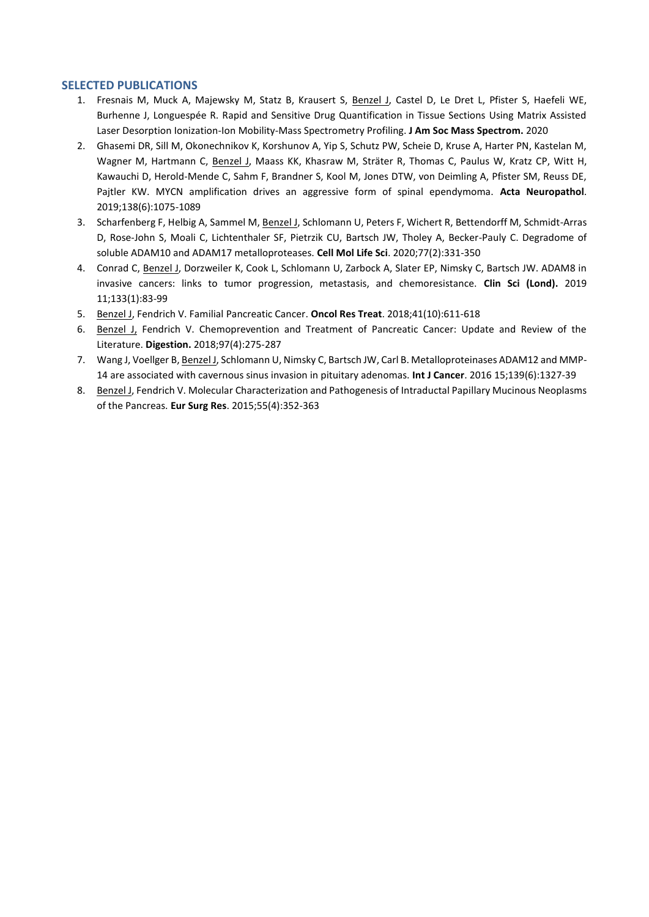## SELECTED PUBLICATIONS

1. Fresnais M, Muck A, Majewsky M, Statz B, Krausert S, Benzel J, Castel D, Le Dret L, Pfister S, Haefeli WE, Burhenne J, Longuespée R. Rapid and Sensitive Drug Quantification in Tissue Sections Using Matrix Assisted Laser Desorption Ionization-Ion Mobility-Mass Spectrometry Profiling. **J Am Soc Mass Spectrom.** 2020
2. Ghasemi DR, Sill M, Okonechnikov K, Korshunov A, Yip S, Schutz PW, Scheie D, Kruse A, Harter PN, Kastelan M, Wagner M, Hartmann C, Benzel J, Maass KK, Khasraw M, Sträter R, Thomas C, Paulus W, Kratz CP, Witt H, Kawauchi D, Herold-Mende C, Sahm F, Brandner S, Kool M, Jones DTW, von Deimling A, Pfister SM, Reuss DE, Pajtler KW. MYCN amplification drives an aggressive form of spinal ependymoma. **Acta Neuropathol**. 2019;138(6):1075-1089
3. Scharfenberg F, Helbig A, Sammel M, Benzel J, Schlomann U, Peters F, Wichert R, Bettendorff M, Schmidt-Arras D, Rose-John S, Moali C, Lichtenthaler SF, Pietrzik CU, Bartsch JW, Tholey A, Becker-Pauly C. Degradome of soluble ADAM10 and ADAM17 metalloproteases. **Cell Mol Life Sci**. 2020;77(2):331-350
4. Conrad C, Benzel J, Dorzweiler K, Cook L, Schlomann U, Zarbock A, Slater EP, Nimsky C, Bartsch JW. ADAM8 in invasive cancers: links to tumor progression, metastasis, and chemoresistance. **Clin Sci (Lond).** 2019 11;133(1):83-99
5. Benzel J, Fendrich V. Familial Pancreatic Cancer. **Oncol Res Treat**. 2018;41(10):611-618
6. Benzel J, Fendrich V. Chemoprevention and Treatment of Pancreatic Cancer: Update and Review of the Literature. **Digestion.** 2018;97(4):275-287
7. Wang J, Voellger B, Benzel J, Schlomann U, Nimsky C, Bartsch JW, Carl B. Metalloproteinases ADAM12 and MMP-14 are associated with cavernous sinus invasion in pituitary adenomas. **Int J Cancer**. 2016 15;139(6):1327-39
8. Benzel J, Fendrich V. Molecular Characterization and Pathogenesis of Intraductal Papillary Mucinous Neoplasms of the Pancreas. **Eur Surg Res**. 2015;55(4):352-363